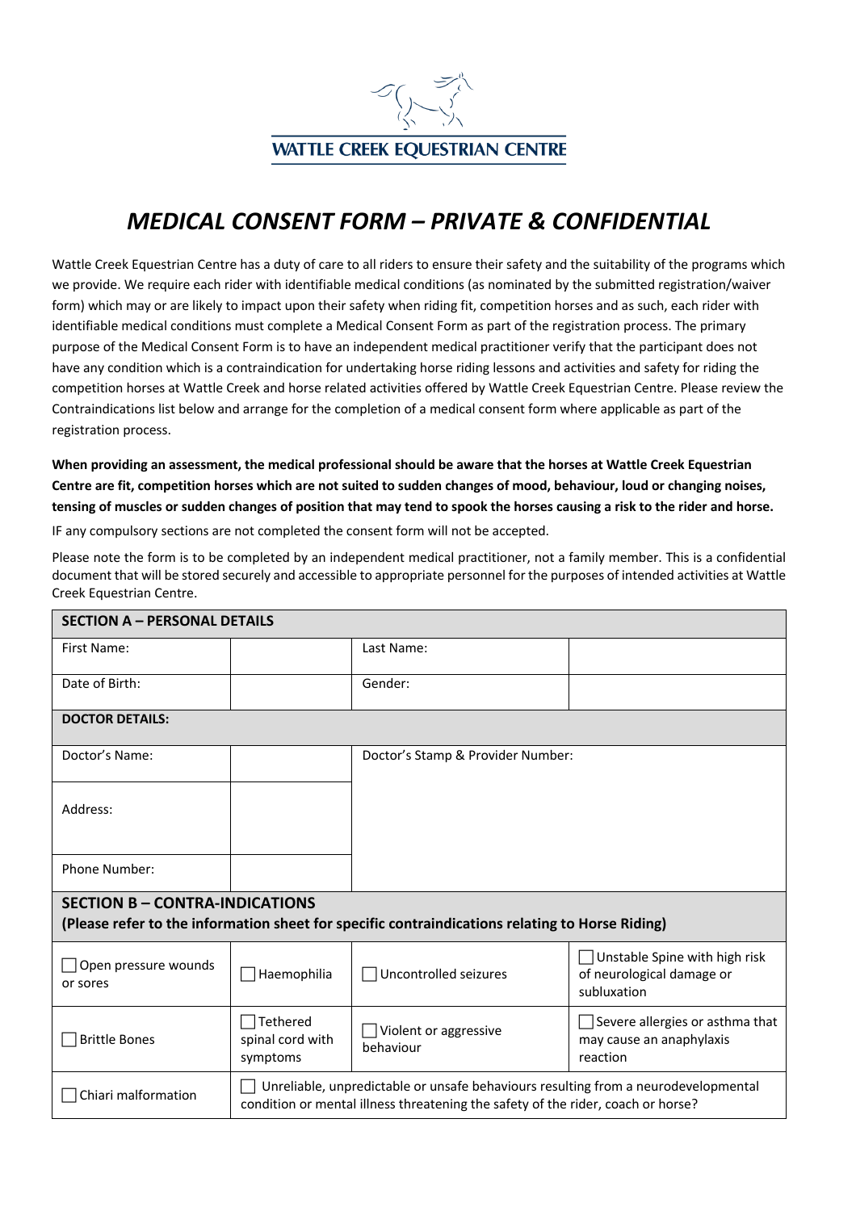WATTLE CREEK EQUESTRIAN CENTRE

# *MEDICAL CONSENT FORM – PRIVATE & CONFIDENTIAL*

Wattle Creek Equestrian Centre has a duty of care to all riders to ensure their safety and the suitability of the programs which we provide. We require each rider with identifiable medical conditions (as nominated by the submitted registration/waiver form) which may or are likely to impact upon their safety when riding fit, competition horses and as such, each rider with identifiable medical conditions must complete a Medical Consent Form as part of the registration process. The primary purpose of the Medical Consent Form is to have an independent medical practitioner verify that the participant does not have any condition which is a contraindication for undertaking horse riding lessons and activities and safety for riding the competition horses at Wattle Creek and horse related activities offered by Wattle Creek Equestrian Centre. Please review the Contraindications list below and arrange for the completion of a medical consent form where applicable as part of the registration process.

**When providing an assessment, the medical professional should be aware that the horses at Wattle Creek Equestrian Centre are fit, competition horses which are not suited to sudden changes of mood, behaviour, loud or changing noises, tensing of muscles or sudden changes of position that may tend to spook the horses causing a risk to the rider and horse.**

IF any compulsory sections are not completed the consent form will not be accepted.

Please note the form is to be completed by an independent medical practitioner, not a family member. This is a confidential document that will be stored securely and accessible to appropriate personnel for the purposes of intended activities at Wattle Creek Equestrian Centre.

| **SECTION A – PERSONAL DETAILS** | | | |
|---|---|---|---|
| First Name: | | Last Name: | |
| Date of Birth: | | Gender: | |
| **DOCTOR DETAILS:** | | | |
| Doctor's Name: | | Doctor's Stamp & Provider Number: | |
| Address: | | | |
| Phone Number: | | | |

| **SECTION B – CONTRA-INDICATIONS** (Please refer to the information sheet for specific contraindications relating to Horse Riding) | | | |
|---|---|---|---|
| ☐ Open pressure wounds or sores | ☐ Haemophilia | ☐ Uncontrolled seizures | ☐ Unstable Spine with high risk of neurological damage or subluxation |
| ☐ Brittle Bones | ☐ Tethered spinal cord with symptoms | ☐ Violent or aggressive behaviour | ☐ Severe allergies or asthma that may cause an anaphylaxis reaction |
| ☐ Chiari malformation | ☐ Unreliable, unpredictable or unsafe behaviours resulting from a neurodevelopmental condition or mental illness threatening the safety of the rider, coach or horse? | | |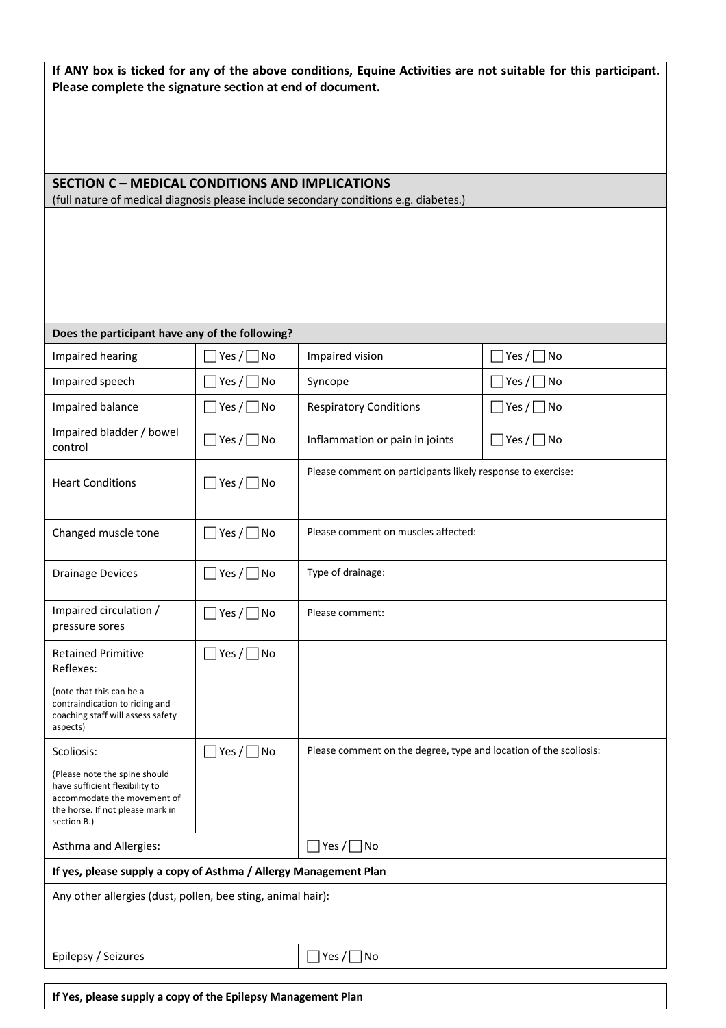**If ANY box is ticked for any of the above conditions, Equine Activities are not suitable for this participant. Please complete the signature section at end of document.**

## SECTION C – MEDICAL CONDITIONS AND IMPLICATIONS

(full nature of medical diagnosis please include secondary conditions e.g. diabetes.)

| **Does the participant have any of the following?** | | | |
|---|---|---|---|
| Impaired hearing | ☐ Yes / ☐ No | Impaired vision | ☐ Yes / ☐ No |
| Impaired speech | ☐ Yes / ☐ No | Syncope | ☐ Yes / ☐ No |
| Impaired balance | ☐ Yes / ☐ No | Respiratory Conditions | ☐ Yes / ☐ No |
| Impaired bladder / bowel control | ☐ Yes / ☐ No | Inflammation or pain in joints | ☐ Yes / ☐ No |
| Heart Conditions | ☐ Yes / ☐ No | Please comment on participants likely response to exercise: | |
| Changed muscle tone | ☐ Yes / ☐ No | Please comment on muscles affected: | |
| Drainage Devices | ☐ Yes / ☐ No | Type of drainage: | |
| Impaired circulation / pressure sores | ☐ Yes / ☐ No | Please comment: | |
| Retained Primitive Reflexes: (note that this can be a contraindication to riding and coaching staff will assess safety aspects) | ☐ Yes / ☐ No | | |
| Scoliosis: (Please note the spine should have sufficient flexibility to accommodate the movement of the horse. If not please mark in section B.) | ☐ Yes / ☐ No | Please comment on the degree, type and location of the scoliosis: | |
| Asthma and Allergies: | | ☐ Yes / ☐ No | |
| **If yes, please supply a copy of Asthma / Allergy Management Plan** | | | |
| Any other allergies (dust, pollen, bee sting, animal hair): | | | |
| Epilepsy / Seizures | | ☐ Yes / ☐ No | |

**If Yes, please supply a copy of the Epilepsy Management Plan**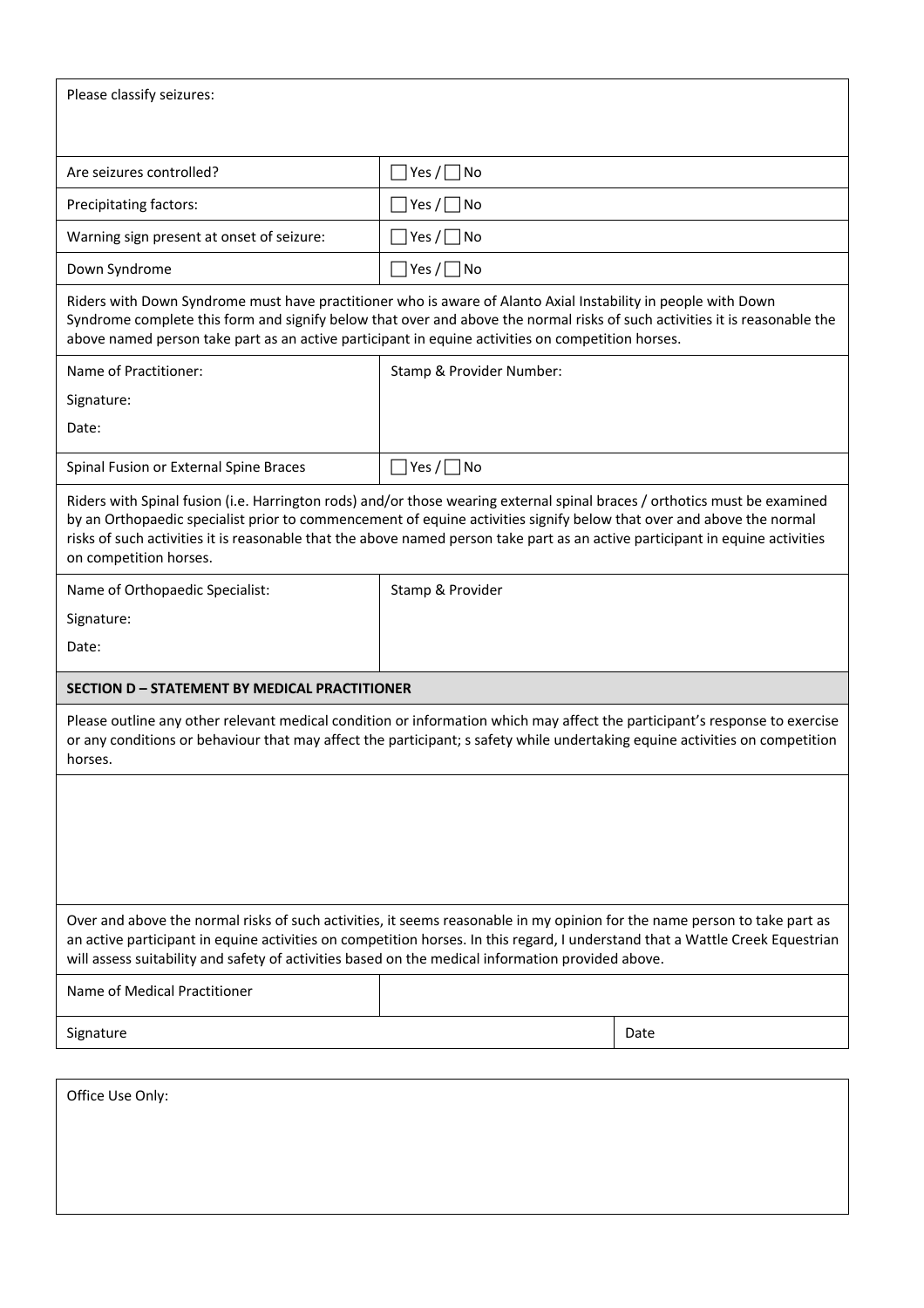| | |
|---|---|
| Please classify seizures: | |
| Are seizures controlled? | ☐ Yes / ☐ No |
| Precipitating factors: | ☐ Yes / ☐ No |
| Warning sign present at onset of seizure: | ☐ Yes / ☐ No |
| Down Syndrome | ☐ Yes / ☐ No |

Riders with Down Syndrome must have practitioner who is aware of Alanto Axial Instability in people with Down Syndrome complete this form and signify below that over and above the normal risks of such activities it is reasonable the above named person take part as an active participant in equine activities on competition horses.

| | |
|---|---|
| Name of Practitioner:<br>Signature:<br>Date: | Stamp & Provider Number: |
| Spinal Fusion or External Spine Braces | ☐ Yes / ☐ No |

Riders with Spinal fusion (i.e. Harrington rods) and/or those wearing external spinal braces / orthotics must be examined by an Orthopaedic specialist prior to commencement of equine activities signify below that over and above the normal risks of such activities it is reasonable that the above named person take part as an active participant in equine activities on competition horses.

| | |
|---|---|
| Name of Orthopaedic Specialist:<br>Signature:<br>Date: | Stamp & Provider |

## SECTION D – STATEMENT BY MEDICAL PRACTITIONER

Please outline any other relevant medical condition or information which may affect the participant's response to exercise or any conditions or behaviour that may affect the participant; s safety while undertaking equine activities on competition horses.

Over and above the normal risks of such activities, it seems reasonable in my opinion for the name person to take part as an active participant in equine activities on competition horses. In this regard, I understand that a Wattle Creek Equestrian will assess suitability and safety of activities based on the medical information provided above.

| | | |
|---|---|---|
| Name of Medical Practitioner | | |
| Signature | | Date |

Office Use Only: